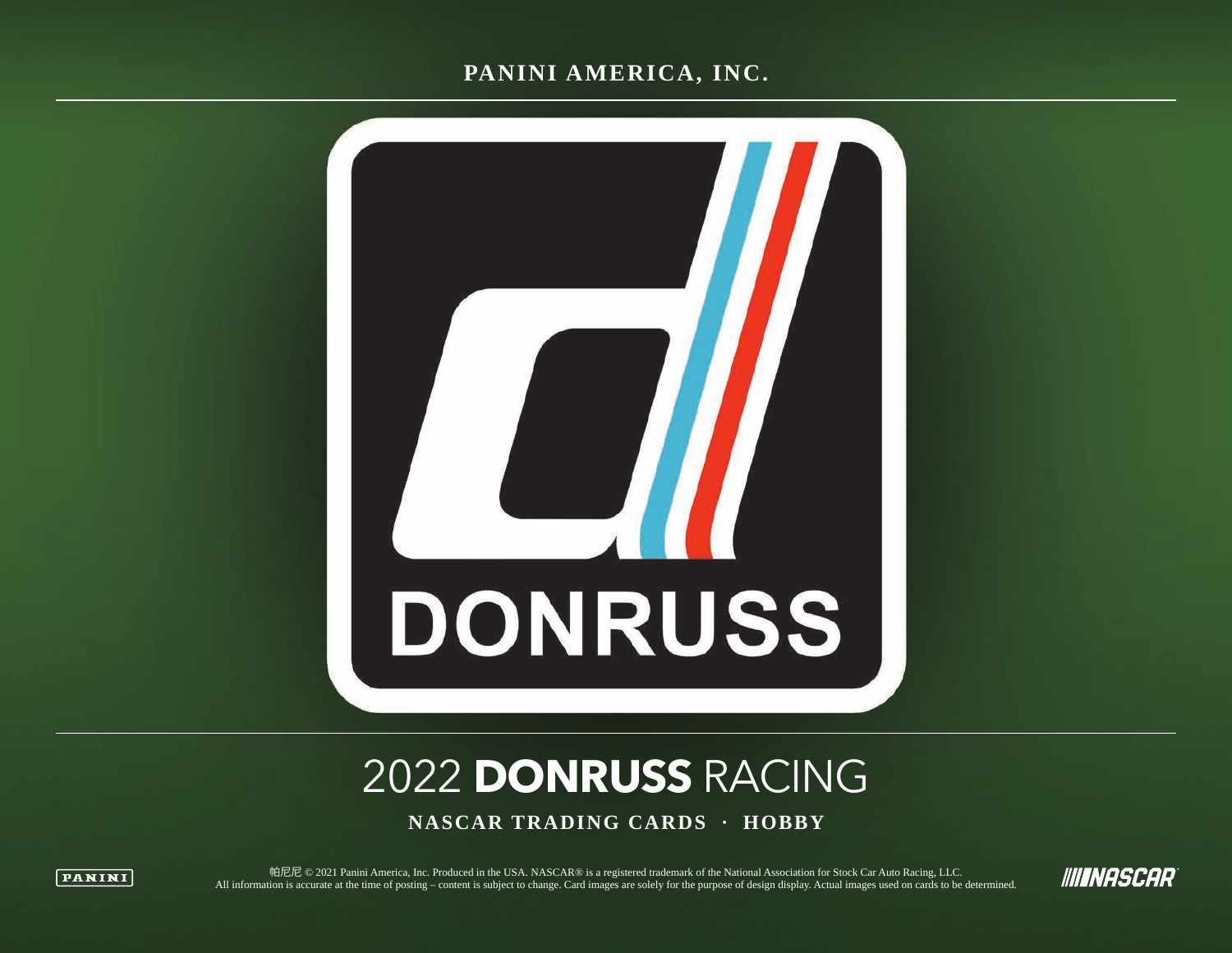PANINI AMERICA, INC.

DONRUSS

# 2022 **DONRUSS** RACING

**NASCAR TRADING CARDS · HOBBY**

PANINI

帕尼尼 © 2021 Panini America, Inc. Produced in the USA. NASCAR® is a registered trademark of the National Association for Stock Car Auto Racing, LLC.
All information is accurate at the time of posting – content is subject to change. Card images are solely for the purpose of design display. Actual images used on cards to be determined.

NASCAR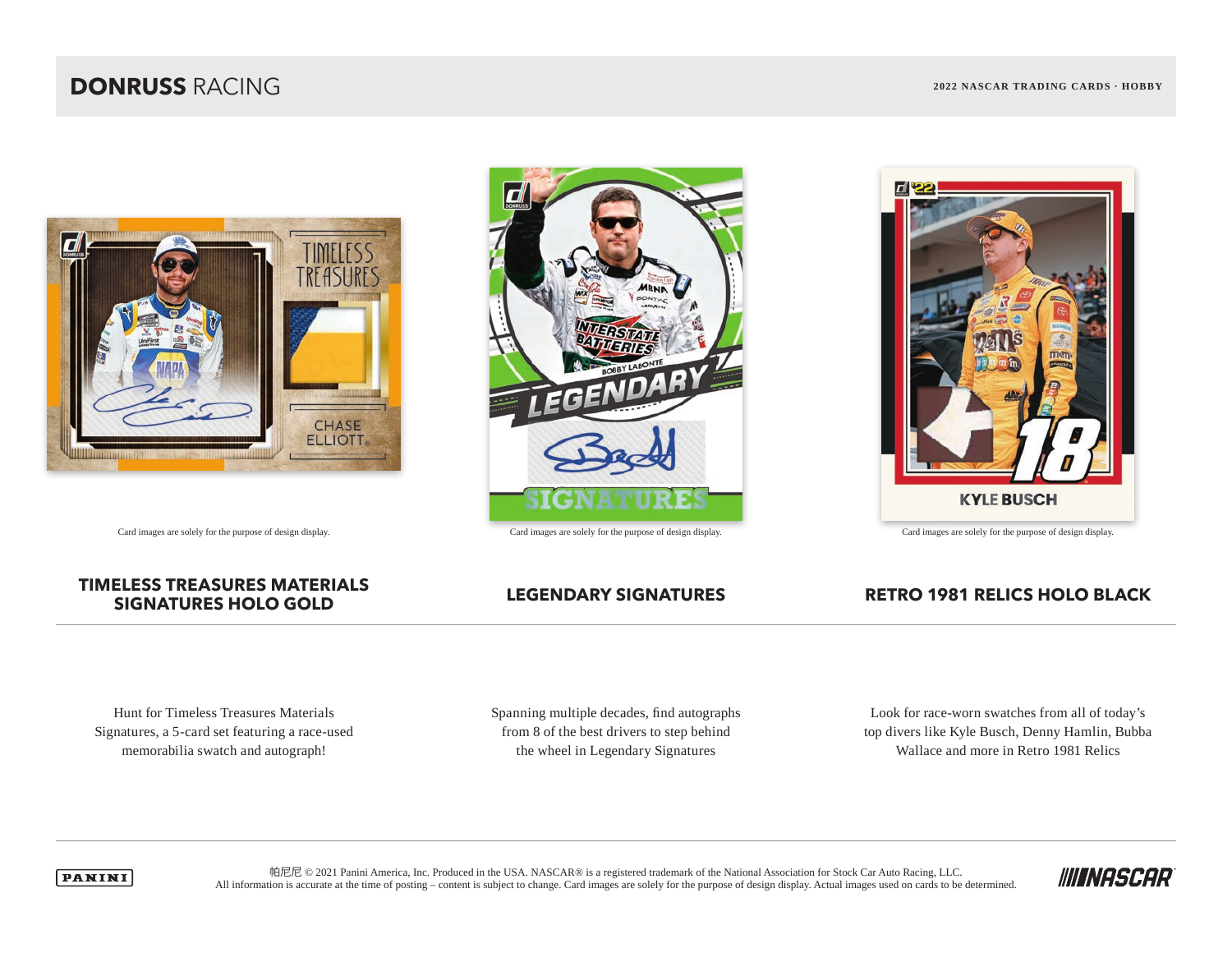# DONRUSS RACING

2022 NASCAR TRADING CARDS · HOBBY

Card images are solely for the purpose of design display.

Card images are solely for the purpose of design display.

Card images are solely for the purpose of design display.

## TIMELESS TREASURES MATERIALS SIGNATURES HOLO GOLD

Hunt for Timeless Treasures Materials Signatures, a 5-card set featuring a race-used memorabilia swatch and autograph!

## LEGENDARY SIGNATURES

Spanning multiple decades, find autographs from 8 of the best drivers to step behind the wheel in Legendary Signatures

## RETRO 1981 RELICS HOLO BLACK

Look for race-worn swatches from all of today's top divers like Kyle Busch, Denny Hamlin, Bubba Wallace and more in Retro 1981 Relics

PANINI

帕尼尼 © 2021 Panini America, Inc. Produced in the USA. NASCAR® is a registered trademark of the National Association for Stock Car Auto Racing, LLC.
All information is accurate at the time of posting – content is subject to change. Card images are solely for the purpose of design display. Actual images used on cards to be determined.

NASCAR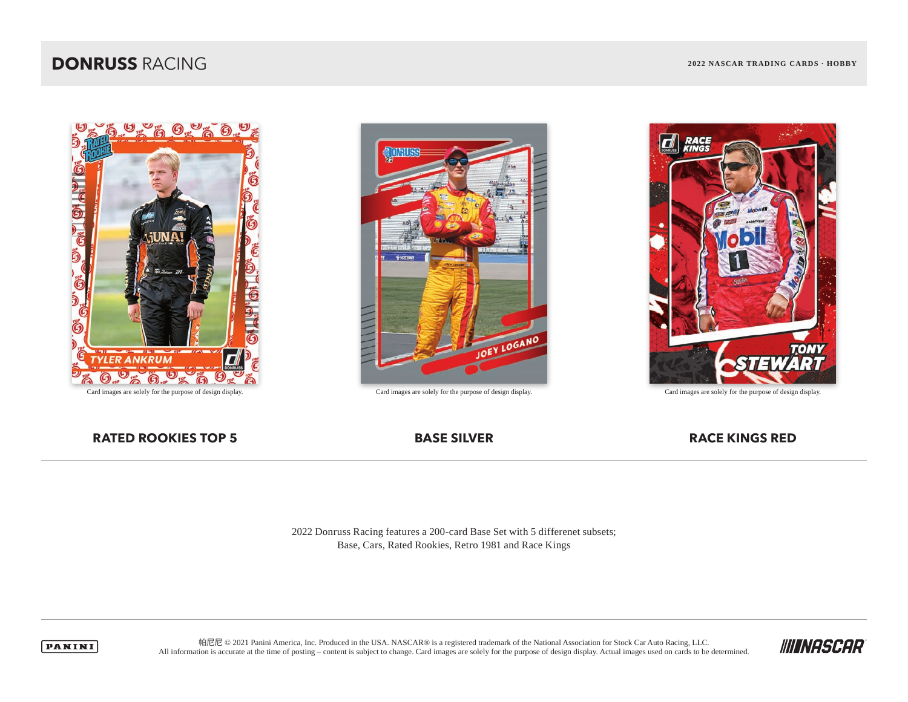# DONRUSS RACING

2022 NASCAR TRADING CARDS · HOBBY

Card images are solely for the purpose of design display.

**RATED ROOKIES TOP 5**

Card images are solely for the purpose of design display.

**BASE SILVER**

Card images are solely for the purpose of design display.

**RACE KINGS RED**

2022 Donruss Racing features a 200-card Base Set with 5 differenet subsets;
Base, Cars, Rated Rookies, Retro 1981 and Race Kings

帕尼尼 © 2021 Panini America, Inc. Produced in the USA. NASCAR® is a registered trademark of the National Association for Stock Car Auto Racing, LLC.
All information is accurate at the time of posting – content is subject to change. Card images are solely for the purpose of design display. Actual images used on cards to be determined.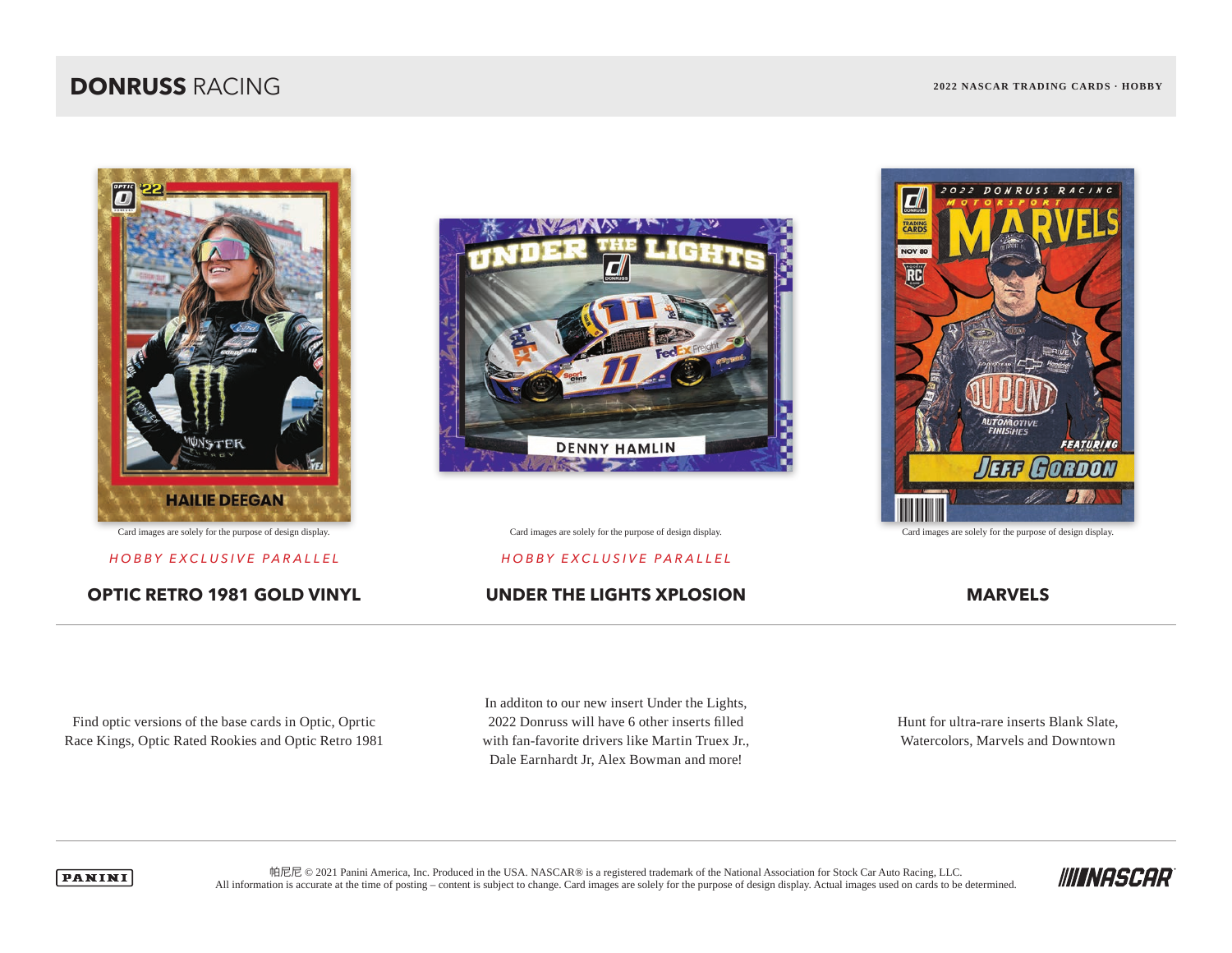# DONRUSS RACING

2022 NASCAR TRADING CARDS · HOBBY

Card images are solely for the purpose of design display.

*HOBBY EXCLUSIVE PARALLEL*

## OPTIC RETRO 1981 GOLD VINYL

Find optic versions of the base cards in Optic, Oprtic Race Kings, Optic Rated Rookies and Optic Retro 1981

Card images are solely for the purpose of design display.

*HOBBY EXCLUSIVE PARALLEL*

## UNDER THE LIGHTS XPLOSION

In additon to our new insert Under the Lights, 2022 Donruss will have 6 other inserts filled with fan-favorite drivers like Martin Truex Jr., Dale Earnhardt Jr, Alex Bowman and more!

Card images are solely for the purpose of design display.

## MARVELS

Hunt for ultra-rare inserts Blank Slate, Watercolors, Marvels and Downtown

PANINI

帕尼尼 © 2021 Panini America, Inc. Produced in the USA. NASCAR® is a registered trademark of the National Association for Stock Car Auto Racing, LLC.
All information is accurate at the time of posting – content is subject to change. Card images are solely for the purpose of design display. Actual images used on cards to be determined.

NASCAR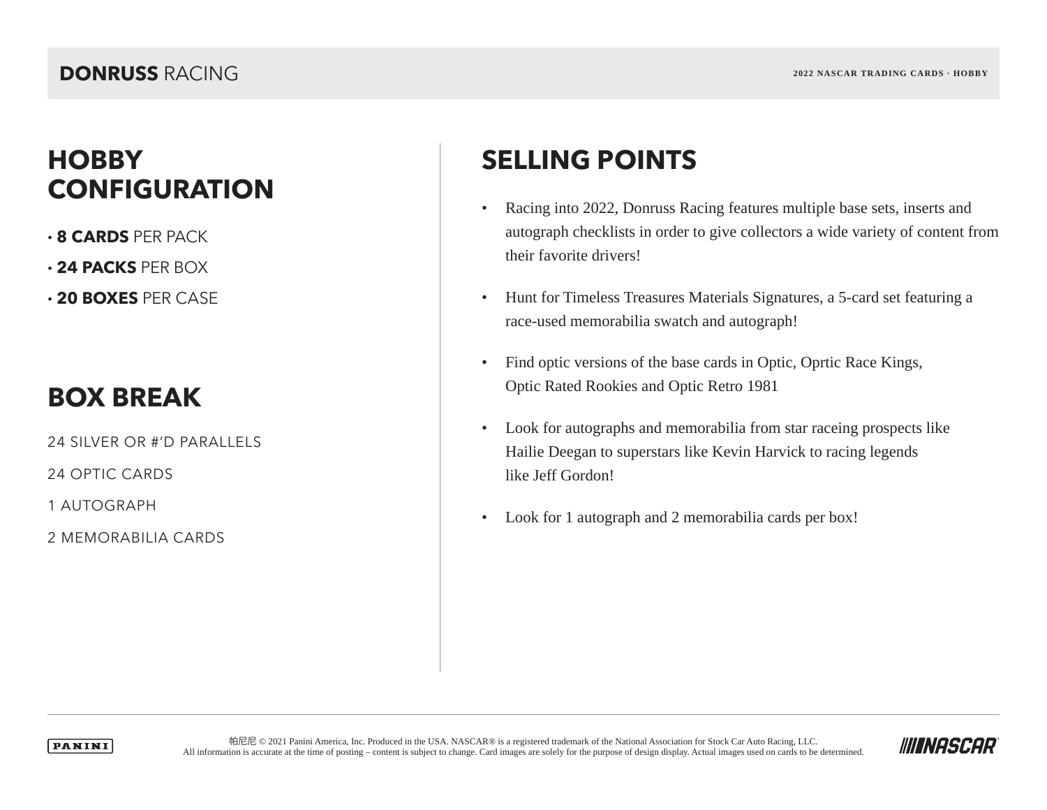## HOBBY CONFIGURATION

- **8 CARDS** PER PACK
- **24 PACKS** PER BOX
- **20 BOXES** PER CASE

## BOX BREAK

24 SILVER OR #'D PARALLELS

24 OPTIC CARDS

1 AUTOGRAPH

2 MEMORABILIA CARDS

## SELLING POINTS

- Racing into 2022, Donruss Racing features multiple base sets, inserts and autograph checklists in order to give collectors a wide variety of content from their favorite drivers!
- Hunt for Timeless Treasures Materials Signatures, a 5-card set featuring a race-used memorabilia swatch and autograph!
- Find optic versions of the base cards in Optic, Oprtic Race Kings, Optic Rated Rookies and Optic Retro 1981
- Look for autographs and memorabilia from star raceing prospects like Hailie Deegan to superstars like Kevin Harvick to racing legends like Jeff Gordon!
- Look for 1 autograph and 2 memorabilia cards per box!

帕尼尼 © 2021 Panini America, Inc. Produced in the USA. NASCAR® is a registered trademark of the National Association for Stock Car Auto Racing, LLC.
All information is accurate at the time of posting – content is subject to change. Card images are solely for the purpose of design display. Actual images used on cards to be determined.